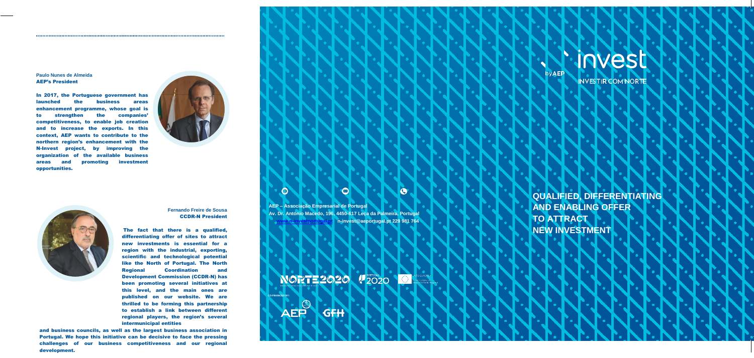**Paulo Nunes de Almeida**
**AEP's President**

In 2017, the Portuguese government has launched the business areas enhancement programme, whose goal is to strengthen the companies' competitiveness, to enable job creation and to increase the exports. In this context, AEP wants to contribute to the northern region's enhancement with the N-Invest project, by improving the organization of the available business areas and promoting investment opportunities.

**Fernando Freire de Sousa**
**CCDR-N President**

The fact that there is a qualified, differentiating offer of sites to attract new investments is essential for a region with the industrial, exporting, scientific and technological potential like the North of Portugal. The North Regional Coordination and Development Commission (CCDR-N) has been promoting several initiatives at this level, and the main ones are published on our website. We are thrilled to be forming this partnership to establish a link between different regional players, the region's several intermunicipal entities and business councils, as well as the largest business association in Portugal. We hope this initiative can be decisive to face the pressing challenges of our business competitiveness and our regional development.

**AEP – Associação Empresarial de Portugal**
**Av. Dr. António Macedo, 196, 4450-617 Leça da Palmeira, Portugal**
**www.n-investportugal.pt n-invest@aeportugal.pt 229 981 764**

NORTE2020 PORTUGAL 2020 UNIÃO EUROPEIA

CO-FINANCED BY:

AEP GFH

invest by AEP

INVESTIR COM NORTE

# QUALIFIED, DIFFERENTIATING AND ENABLING OFFER TO ATTRACT NEW INVESTMENT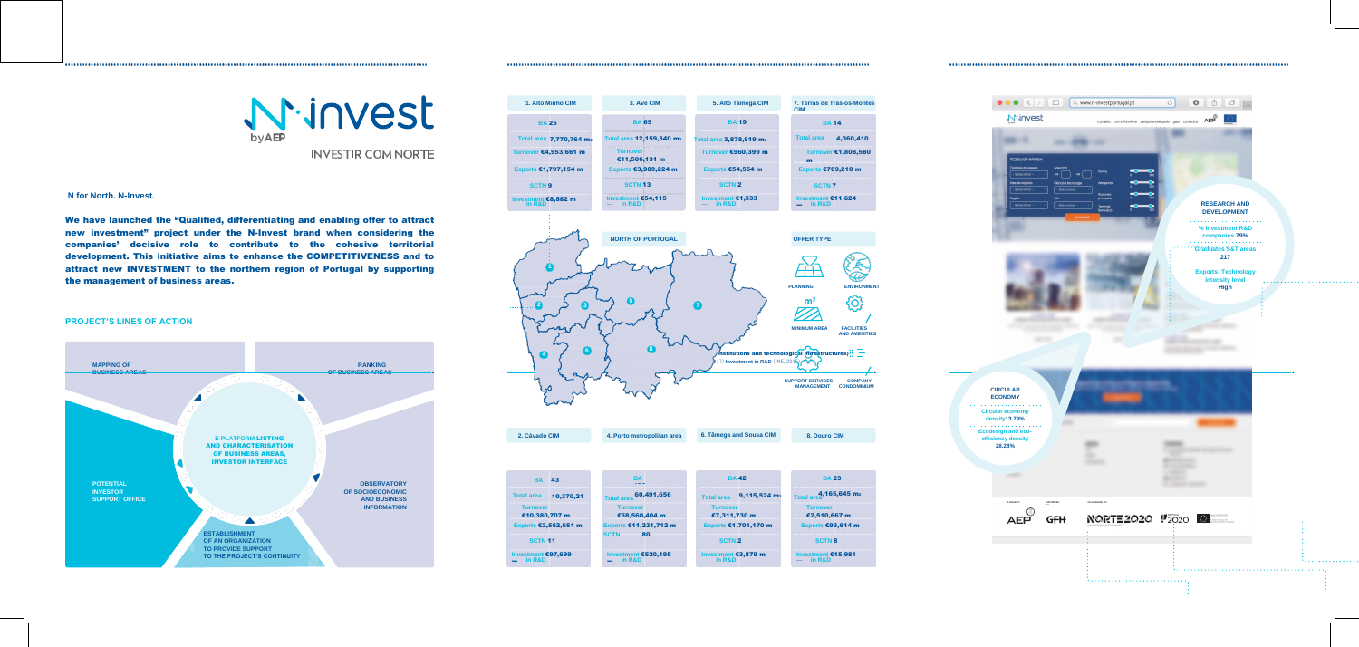N·invest
byAEP
INVESTIR COM NORTE

**N for North. N-Invest.**

**We have launched the "Qualified, differentiating and enabling offer to attract new investment" project under the N-Invest brand when considering the companies' decisive role to contribute to the cohesive territorial development. This initiative aims to enhance the COMPETITIVENESS and to attract new INVESTMENT to the northern region of Portugal by supporting the management of business areas.**

## PROJECT'S LINES OF ACTION

MAPPING OF BUSINESS AREAS

RANKING OF BUSINESS AREAS

E-PLATFORM LISTING AND CHARACTERISATION OF BUSINESS AREAS, INVESTOR INTERFACE

POTENTIAL INVESTOR SUPPORT OFFICE

OBSERVATORY OF SOCIOECONOMIC AND BUSINESS INFORMATION

ESTABLISHMENT OF AN ORGANIZATION TO PROVIDE SUPPORT TO THE PROJECT'S CONTINUITY

## NORTH OF PORTUGAL

| | 1. Alto Minho CIM | 3. Ave CIM | 5. Alto Tâmega CIM | 7. Terras de Trás-os-Montes CIM |
|---|---|---|---|---|
| BA | 25 | 65 | 19 | 14 |
| Total area | 7,770,764 m² | 12,159,340 m² | 3,878,819 m² | 4,060,410 |
| Turnover | €4,953,661 m | €11,506,131 m | €960,399 m | €1,808,580 m |
| Exports | €1,797,154 m | €3,989,224 m | €54,554 m | €709,210 m |
| SCTN | 9 | 13 | 2 | 7 |
| Investment in R&D | €8,882 m | €54,115 | €1,533 | €11,624 |

| | 2. Cávado CIM | 4. Porto metropolitan area | 6. Tâmega and Sousa CIM | 8. Douro CIM |
|---|---|---|---|---|
| BA | 43 | | 42 | 23 |
| Total area | 10,370,21 | 60,491,656 | 9,115,524 m² | 4,165,645 m² |
| Turnover | €10,380,707 m | €58,560,404 m | €7,311,730 m | €2,510,667 m |
| Exports | €2,562,651 m | €11,231,712 m | €1,701,170 m | €93,614 m |
| SCTN | 11 | 80 | 2 | 8 |
| Investment in R&D | €97,699 | €520,195 | €3,879 m | €15,981 |

Institutions and technological (infrastructures)
(17) Investment in R&D (INE, 2017)

## OFFER TYPE

- PLANNING
- ENVIRONMENT
- MINIMUM AREA
- FACILITIES AND AMENITIES
- SUPPORT SERVICES MANAGEMENT
- COMPANY CONDOMINIUM

www.n-investportugal.pt

**RESEARCH AND DEVELOPMENT**

% investment R&D companies 79%

Graduates S&T areas 217

Exports: Technology intensity level High

**CIRCULAR ECONOMY**

Circular economy density 13.79%

Ecodesign and eco-efficiency density 28.28%

AEP GFH NORTE2020 2020